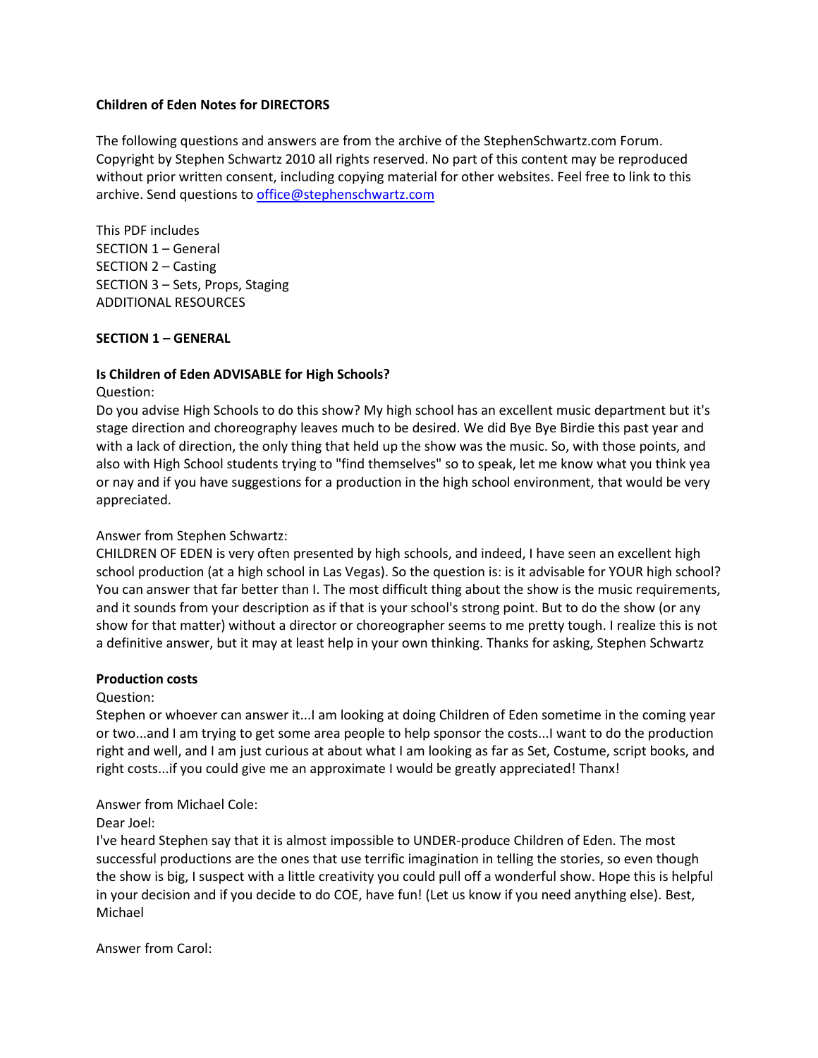**Children of Eden Notes for DIRECTORS**

The following questions and answers are from the archive of the StephenSchwartz.com Forum. Copyright by Stephen Schwartz 2010 all rights reserved. No part of this content may be reproduced without prior written consent, including copying material for other websites. Feel free to link to this archive. Send questions to office@stephenschwartz.com

This PDF includes
SECTION 1 – General
SECTION 2 – Casting
SECTION 3 – Sets, Props, Staging
ADDITIONAL RESOURCES

## SECTION 1 – GENERAL

### Is Children of Eden ADVISABLE for High Schools?

Question:
Do you advise High Schools to do this show? My high school has an excellent music department but it's stage direction and choreography leaves much to be desired. We did Bye Bye Birdie this past year and with a lack of direction, the only thing that held up the show was the music. So, with those points, and also with High School students trying to "find themselves" so to speak, let me know what you think yea or nay and if you have suggestions for a production in the high school environment, that would be very appreciated.

Answer from Stephen Schwartz:
CHILDREN OF EDEN is very often presented by high schools, and indeed, I have seen an excellent high school production (at a high school in Las Vegas). So the question is: is it advisable for YOUR high school? You can answer that far better than I. The most difficult thing about the show is the music requirements, and it sounds from your description as if that is your school's strong point. But to do the show (or any show for that matter) without a director or choreographer seems to me pretty tough. I realize this is not a definitive answer, but it may at least help in your own thinking. Thanks for asking, Stephen Schwartz

### Production costs

Question:
Stephen or whoever can answer it...I am looking at doing Children of Eden sometime in the coming year or two...and I am trying to get some area people to help sponsor the costs...I want to do the production right and well, and I am just curious at about what I am looking as far as Set, Costume, script books, and right costs...if you could give me an approximate I would be greatly appreciated! Thanx!

Answer from Michael Cole:
Dear Joel:
I've heard Stephen say that it is almost impossible to UNDER-produce Children of Eden. The most successful productions are the ones that use terrific imagination in telling the stories, so even though the show is big, I suspect with a little creativity you could pull off a wonderful show. Hope this is helpful in your decision and if you decide to do COE, have fun! (Let us know if you need anything else). Best, Michael

Answer from Carol: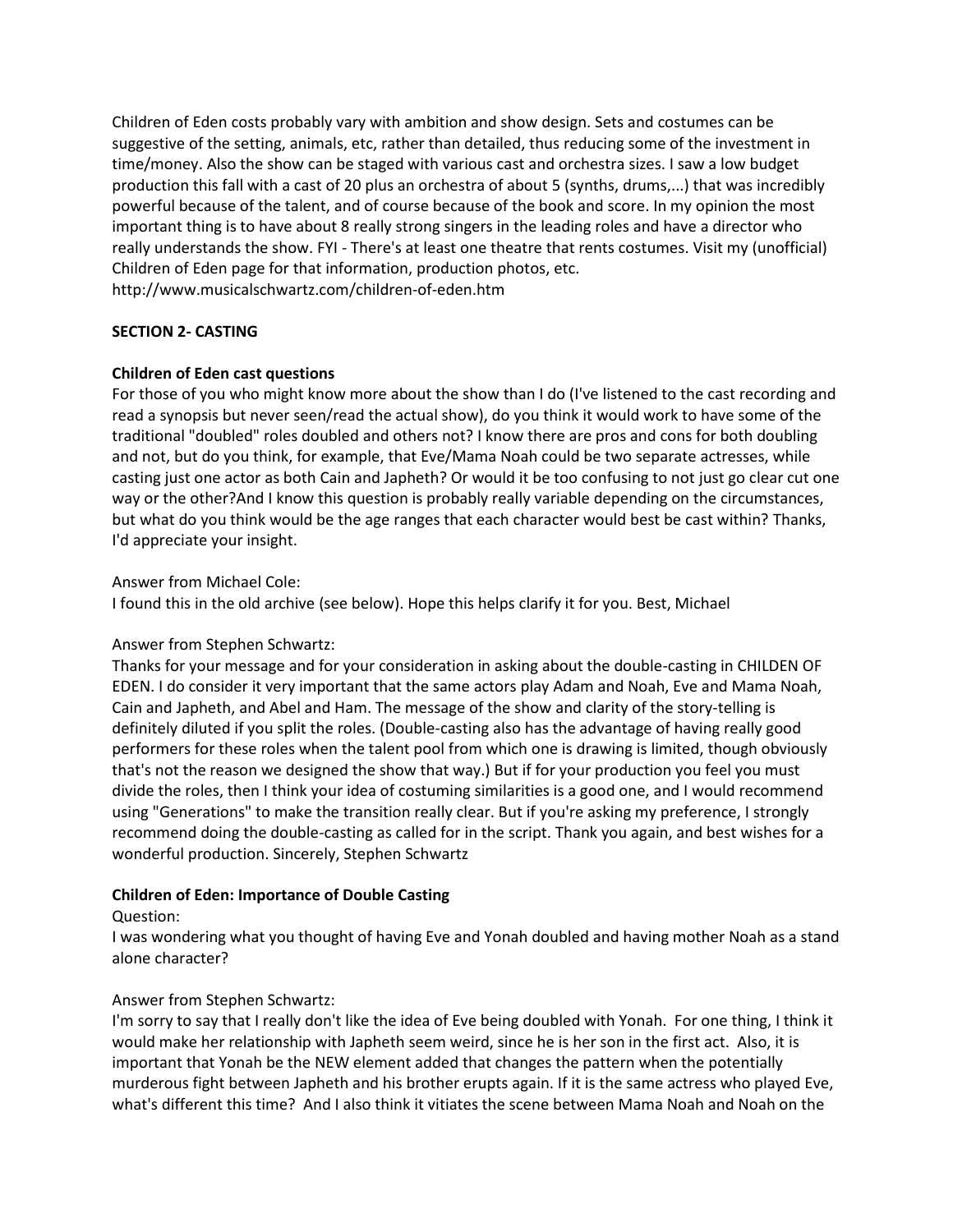Children of Eden costs probably vary with ambition and show design. Sets and costumes can be suggestive of the setting, animals, etc, rather than detailed, thus reducing some of the investment in time/money. Also the show can be staged with various cast and orchestra sizes. I saw a low budget production this fall with a cast of 20 plus an orchestra of about 5 (synths, drums,...) that was incredibly powerful because of the talent, and of course because of the book and score. In my opinion the most important thing is to have about 8 really strong singers in the leading roles and have a director who really understands the show. FYI - There's at least one theatre that rents costumes. Visit my (unofficial) Children of Eden page for that information, production photos, etc.
http://www.musicalschwartz.com/children-of-eden.htm

## SECTION 2- CASTING

### Children of Eden cast questions

For those of you who might know more about the show than I do (I've listened to the cast recording and read a synopsis but never seen/read the actual show), do you think it would work to have some of the traditional "doubled" roles doubled and others not? I know there are pros and cons for both doubling and not, but do you think, for example, that Eve/Mama Noah could be two separate actresses, while casting just one actor as both Cain and Japheth? Or would it be too confusing to not just go clear cut one way or the other?And I know this question is probably really variable depending on the circumstances, but what do you think would be the age ranges that each character would best be cast within? Thanks, I'd appreciate your insight.

Answer from Michael Cole:
I found this in the old archive (see below). Hope this helps clarify it for you. Best, Michael

Answer from Stephen Schwartz:
Thanks for your message and for your consideration in asking about the double-casting in CHILDEN OF EDEN. I do consider it very important that the same actors play Adam and Noah, Eve and Mama Noah, Cain and Japheth, and Abel and Ham. The message of the show and clarity of the story-telling is definitely diluted if you split the roles. (Double-casting also has the advantage of having really good performers for these roles when the talent pool from which one is drawing is limited, though obviously that's not the reason we designed the show that way.) But if for your production you feel you must divide the roles, then I think your idea of costuming similarities is a good one, and I would recommend using "Generations" to make the transition really clear. But if you're asking my preference, I strongly recommend doing the double-casting as called for in the script. Thank you again, and best wishes for a wonderful production. Sincerely, Stephen Schwartz

### Children of Eden: Importance of Double Casting

Question:
I was wondering what you thought of having Eve and Yonah doubled and having mother Noah as a stand alone character?

Answer from Stephen Schwartz:
I'm sorry to say that I really don't like the idea of Eve being doubled with Yonah. For one thing, I think it would make her relationship with Japheth seem weird, since he is her son in the first act. Also, it is important that Yonah be the NEW element added that changes the pattern when the potentially murderous fight between Japheth and his brother erupts again. If it is the same actress who played Eve, what's different this time? And I also think it vitiates the scene between Mama Noah and Noah on the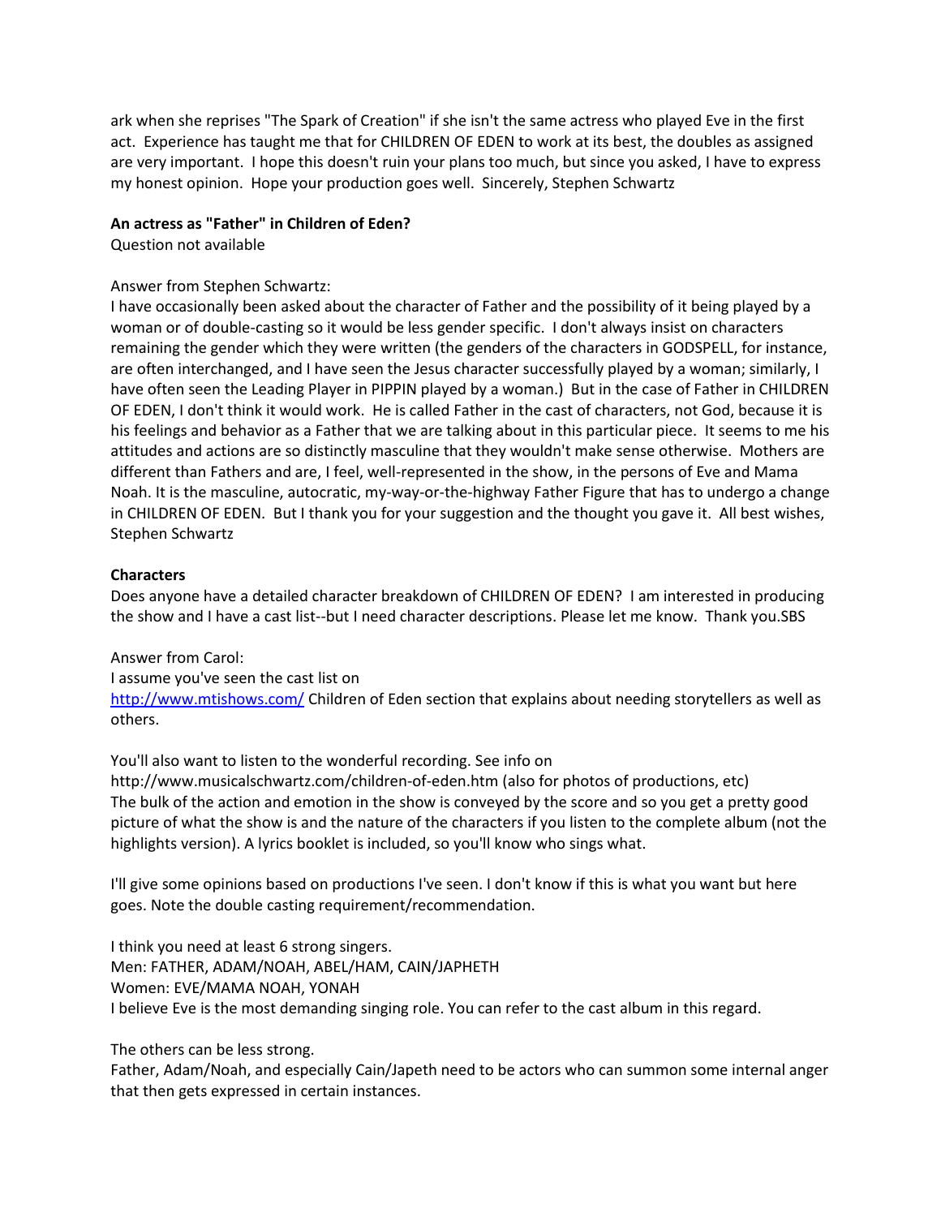ark when she reprises "The Spark of Creation" if she isn't the same actress who played Eve in the first act. Experience has taught me that for CHILDREN OF EDEN to work at its best, the doubles as assigned are very important. I hope this doesn't ruin your plans too much, but since you asked, I have to express my honest opinion. Hope your production goes well. Sincerely, Stephen Schwartz

**An actress as "Father" in Children of Eden?**

Question not available

Answer from Stephen Schwartz:

I have occasionally been asked about the character of Father and the possibility of it being played by a woman or of double-casting so it would be less gender specific. I don't always insist on characters remaining the gender which they were written (the genders of the characters in GODSPELL, for instance, are often interchanged, and I have seen the Jesus character successfully played by a woman; similarly, I have often seen the Leading Player in PIPPIN played by a woman.) But in the case of Father in CHILDREN OF EDEN, I don't think it would work. He is called Father in the cast of characters, not God, because it is his feelings and behavior as a Father that we are talking about in this particular piece. It seems to me his attitudes and actions are so distinctly masculine that they wouldn't make sense otherwise. Mothers are different than Fathers and are, I feel, well-represented in the show, in the persons of Eve and Mama Noah. It is the masculine, autocratic, my-way-or-the-highway Father Figure that has to undergo a change in CHILDREN OF EDEN. But I thank you for your suggestion and the thought you gave it. All best wishes, Stephen Schwartz

**Characters**

Does anyone have a detailed character breakdown of CHILDREN OF EDEN? I am interested in producing the show and I have a cast list--but I need character descriptions. Please let me know. Thank you.SBS

Answer from Carol:

I assume you've seen the cast list on
http://www.mtishows.com/ Children of Eden section that explains about needing storytellers as well as others.

You'll also want to listen to the wonderful recording. See info on
http://www.musicalschwartz.com/children-of-eden.htm (also for photos of productions, etc)
The bulk of the action and emotion in the show is conveyed by the score and so you get a pretty good picture of what the show is and the nature of the characters if you listen to the complete album (not the highlights version). A lyrics booklet is included, so you'll know who sings what.

I'll give some opinions based on productions I've seen. I don't know if this is what you want but here goes. Note the double casting requirement/recommendation.

I think you need at least 6 strong singers.
Men: FATHER, ADAM/NOAH, ABEL/HAM, CAIN/JAPHETH
Women: EVE/MAMA NOAH, YONAH
I believe Eve is the most demanding singing role. You can refer to the cast album in this regard.

The others can be less strong.
Father, Adam/Noah, and especially Cain/Japeth need to be actors who can summon some internal anger that then gets expressed in certain instances.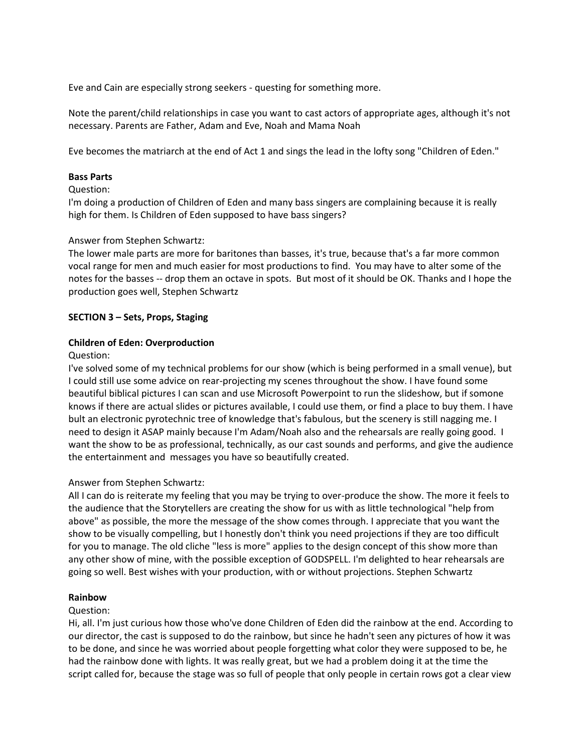Eve and Cain are especially strong seekers - questing for something more.

Note the parent/child relationships in case you want to cast actors of appropriate ages, although it's not necessary. Parents are Father, Adam and Eve, Noah and Mama Noah

Eve becomes the matriarch at the end of Act 1 and sings the lead in the lofty song "Children of Eden."

**Bass Parts**

Question:
I'm doing a production of Children of Eden and many bass singers are complaining because it is really high for them. Is Children of Eden supposed to have bass singers?

Answer from Stephen Schwartz:
The lower male parts are more for baritones than basses, it's true, because that's a far more common vocal range for men and much easier for most productions to find. You may have to alter some of the notes for the basses -- drop them an octave in spots. But most of it should be OK. Thanks and I hope the production goes well, Stephen Schwartz

**SECTION 3 – Sets, Props, Staging**

**Children of Eden: Overproduction**

Question:
I've solved some of my technical problems for our show (which is being performed in a small venue), but I could still use some advice on rear-projecting my scenes throughout the show. I have found some beautiful biblical pictures I can scan and use Microsoft Powerpoint to run the slideshow, but if somone knows if there are actual slides or pictures available, I could use them, or find a place to buy them. I have bult an electronic pyrotechnic tree of knowledge that's fabulous, but the scenery is still nagging me. I need to design it ASAP mainly because I'm Adam/Noah also and the rehearsals are really going good. I want the show to be as professional, technically, as our cast sounds and performs, and give the audience the entertainment and messages you have so beautifully created.

Answer from Stephen Schwartz:
All I can do is reiterate my feeling that you may be trying to over-produce the show. The more it feels to the audience that the Storytellers are creating the show for us with as little technological "help from above" as possible, the more the message of the show comes through. I appreciate that you want the show to be visually compelling, but I honestly don't think you need projections if they are too difficult for you to manage. The old cliche "less is more" applies to the design concept of this show more than any other show of mine, with the possible exception of GODSPELL. I'm delighted to hear rehearsals are going so well. Best wishes with your production, with or without projections. Stephen Schwartz

**Rainbow**

Question:
Hi, all. I'm just curious how those who've done Children of Eden did the rainbow at the end. According to our director, the cast is supposed to do the rainbow, but since he hadn't seen any pictures of how it was to be done, and since he was worried about people forgetting what color they were supposed to be, he had the rainbow done with lights. It was really great, but we had a problem doing it at the time the script called for, because the stage was so full of people that only people in certain rows got a clear view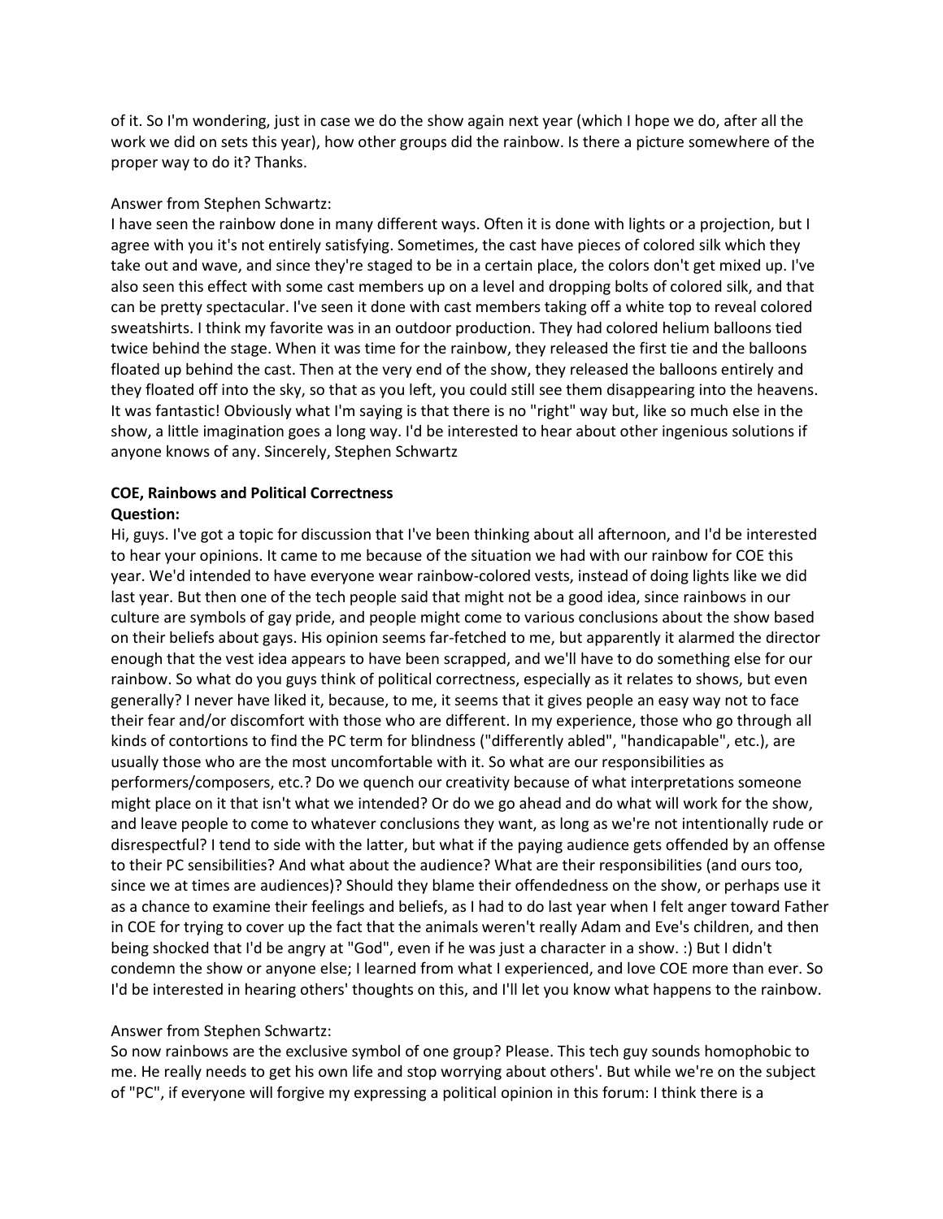of it. So I'm wondering, just in case we do the show again next year (which I hope we do, after all the work we did on sets this year), how other groups did the rainbow. Is there a picture somewhere of the proper way to do it? Thanks.

Answer from Stephen Schwartz:
I have seen the rainbow done in many different ways. Often it is done with lights or a projection, but I agree with you it's not entirely satisfying. Sometimes, the cast have pieces of colored silk which they take out and wave, and since they're staged to be in a certain place, the colors don't get mixed up. I've also seen this effect with some cast members up on a level and dropping bolts of colored silk, and that can be pretty spectacular. I've seen it done with cast members taking off a white top to reveal colored sweatshirts. I think my favorite was in an outdoor production. They had colored helium balloons tied twice behind the stage. When it was time for the rainbow, they released the first tie and the balloons floated up behind the cast. Then at the very end of the show, they released the balloons entirely and they floated off into the sky, so that as you left, you could still see them disappearing into the heavens. It was fantastic! Obviously what I'm saying is that there is no "right" way but, like so much else in the show, a little imagination goes a long way. I'd be interested to hear about other ingenious solutions if anyone knows of any. Sincerely, Stephen Schwartz

**COE, Rainbows and Political Correctness**
**Question:**
Hi, guys. I've got a topic for discussion that I've been thinking about all afternoon, and I'd be interested to hear your opinions. It came to me because of the situation we had with our rainbow for COE this year. We'd intended to have everyone wear rainbow-colored vests, instead of doing lights like we did last year. But then one of the tech people said that might not be a good idea, since rainbows in our culture are symbols of gay pride, and people might come to various conclusions about the show based on their beliefs about gays. His opinion seems far-fetched to me, but apparently it alarmed the director enough that the vest idea appears to have been scrapped, and we'll have to do something else for our rainbow. So what do you guys think of political correctness, especially as it relates to shows, but even generally? I never have liked it, because, to me, it seems that it gives people an easy way not to face their fear and/or discomfort with those who are different. In my experience, those who go through all kinds of contortions to find the PC term for blindness ("differently abled", "handicapable", etc.), are usually those who are the most uncomfortable with it. So what are our responsibilities as performers/composers, etc.? Do we quench our creativity because of what interpretations someone might place on it that isn't what we intended? Or do we go ahead and do what will work for the show, and leave people to come to whatever conclusions they want, as long as we're not intentionally rude or disrespectful? I tend to side with the latter, but what if the paying audience gets offended by an offense to their PC sensibilities? And what about the audience? What are their responsibilities (and ours too, since we at times are audiences)? Should they blame their offendedness on the show, or perhaps use it as a chance to examine their feelings and beliefs, as I had to do last year when I felt anger toward Father in COE for trying to cover up the fact that the animals weren't really Adam and Eve's children, and then being shocked that I'd be angry at "God", even if he was just a character in a show. :) But I didn't condemn the show or anyone else; I learned from what I experienced, and love COE more than ever. So I'd be interested in hearing others' thoughts on this, and I'll let you know what happens to the rainbow.

Answer from Stephen Schwartz:
So now rainbows are the exclusive symbol of one group? Please. This tech guy sounds homophobic to me. He really needs to get his own life and stop worrying about others'. But while we're on the subject of "PC", if everyone will forgive my expressing a political opinion in this forum: I think there is a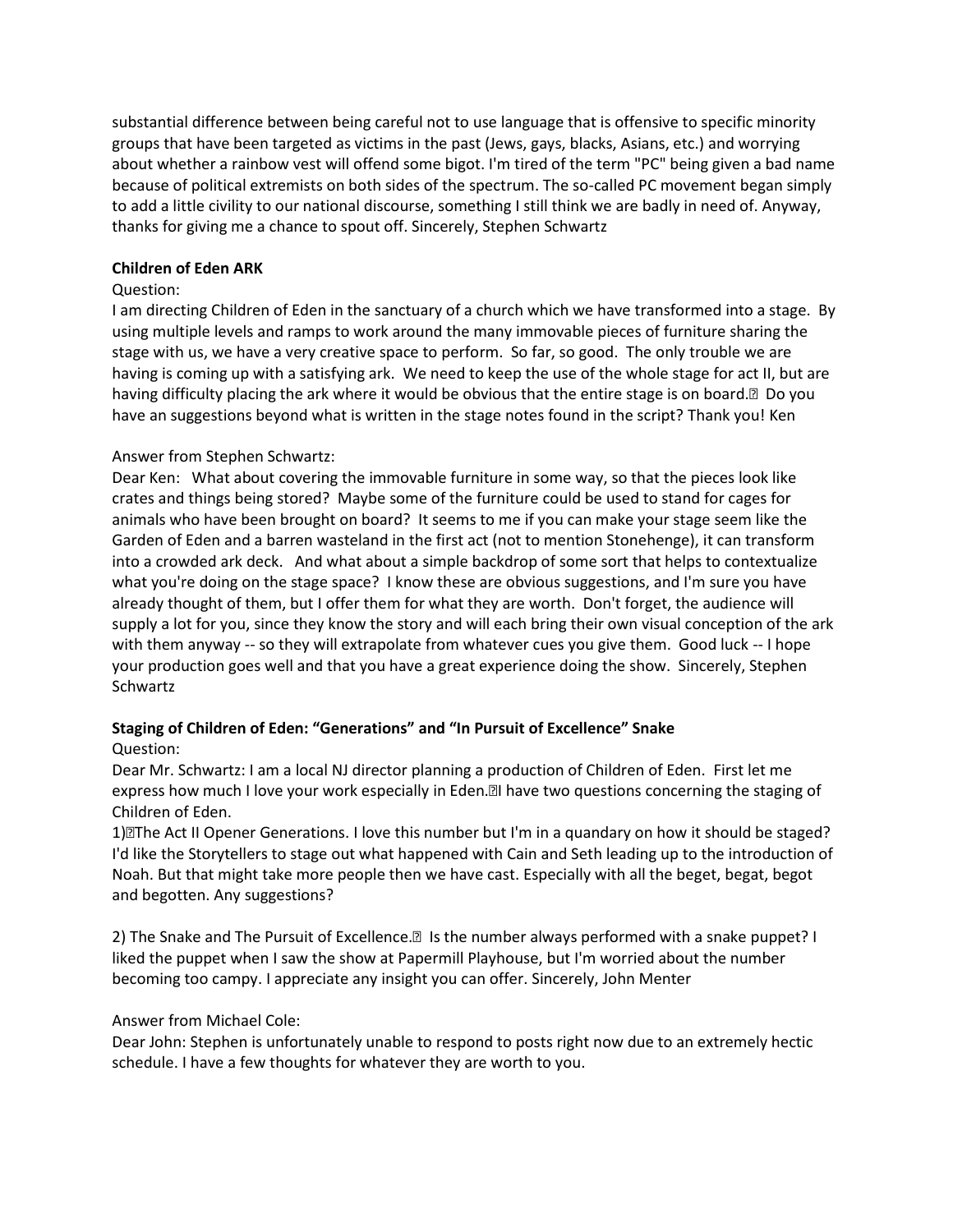substantial difference between being careful not to use language that is offensive to specific minority groups that have been targeted as victims in the past (Jews, gays, blacks, Asians, etc.) and worrying about whether a rainbow vest will offend some bigot. I'm tired of the term "PC" being given a bad name because of political extremists on both sides of the spectrum. The so-called PC movement began simply to add a little civility to our national discourse, something I still think we are badly in need of. Anyway, thanks for giving me a chance to spout off. Sincerely, Stephen Schwartz

**Children of Eden ARK**

Question:
I am directing Children of Eden in the sanctuary of a church which we have transformed into a stage. By using multiple levels and ramps to work around the many immovable pieces of furniture sharing the stage with us, we have a very creative space to perform. So far, so good. The only trouble we are having is coming up with a satisfying ark. We need to keep the use of the whole stage for act II, but are having difficulty placing the ark where it would be obvious that the entire stage is on board. Do you have an suggestions beyond what is written in the stage notes found in the script? Thank you! Ken

Answer from Stephen Schwartz:
Dear Ken: What about covering the immovable furniture in some way, so that the pieces look like crates and things being stored? Maybe some of the furniture could be used to stand for cages for animals who have been brought on board? It seems to me if you can make your stage seem like the Garden of Eden and a barren wasteland in the first act (not to mention Stonehenge), it can transform into a crowded ark deck. And what about a simple backdrop of some sort that helps to contextualize what you're doing on the stage space? I know these are obvious suggestions, and I'm sure you have already thought of them, but I offer them for what they are worth. Don't forget, the audience will supply a lot for you, since they know the story and will each bring their own visual conception of the ark with them anyway -- so they will extrapolate from whatever cues you give them. Good luck -- I hope your production goes well and that you have a great experience doing the show. Sincerely, Stephen Schwartz

**Staging of Children of Eden: "Generations" and "In Pursuit of Excellence" Snake**

Question:
Dear Mr. Schwartz: I am a local NJ director planning a production of Children of Eden. First let me express how much I love your work especially in Eden. I have two questions concerning the staging of Children of Eden.

1) The Act II Opener Generations. I love this number but I'm in a quandary on how it should be staged? I'd like the Storytellers to stage out what happened with Cain and Seth leading up to the introduction of Noah. But that might take more people then we have cast. Especially with all the beget, begat, begot and begotten. Any suggestions?

2) The Snake and The Pursuit of Excellence. Is the number always performed with a snake puppet? I liked the puppet when I saw the show at Papermill Playhouse, but I'm worried about the number becoming too campy. I appreciate any insight you can offer. Sincerely, John Menter

Answer from Michael Cole:
Dear John: Stephen is unfortunately unable to respond to posts right now due to an extremely hectic schedule. I have a few thoughts for whatever they are worth to you.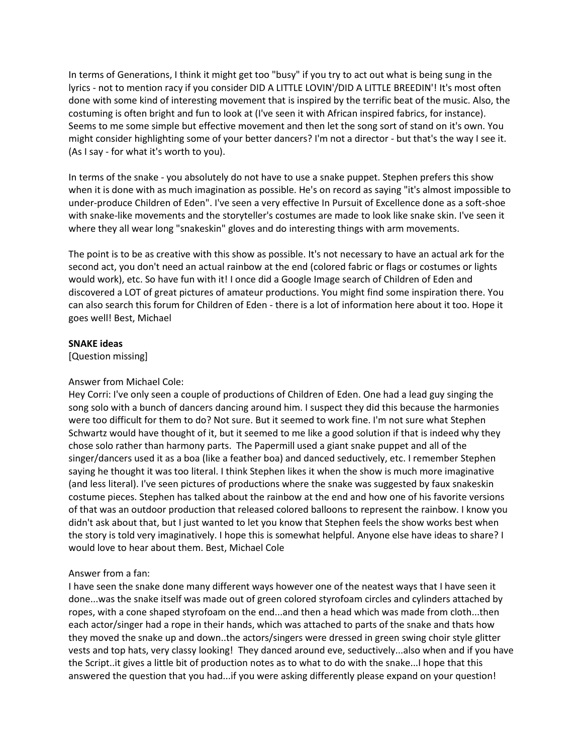In terms of Generations, I think it might get too "busy" if you try to act out what is being sung in the lyrics - not to mention racy if you consider DID A LITTLE LOVIN'/DID A LITTLE BREEDIN'! It's most often done with some kind of interesting movement that is inspired by the terrific beat of the music. Also, the costuming is often bright and fun to look at (I've seen it with African inspired fabrics, for instance). Seems to me some simple but effective movement and then let the song sort of stand on it's own. You might consider highlighting some of your better dancers? I'm not a director - but that's the way I see it. (As I say - for what it's worth to you).

In terms of the snake - you absolutely do not have to use a snake puppet. Stephen prefers this show when it is done with as much imagination as possible. He's on record as saying "it's almost impossible to under-produce Children of Eden". I've seen a very effective In Pursuit of Excellence done as a soft-shoe with snake-like movements and the storyteller's costumes are made to look like snake skin. I've seen it where they all wear long "snakeskin" gloves and do interesting things with arm movements.

The point is to be as creative with this show as possible. It's not necessary to have an actual ark for the second act, you don't need an actual rainbow at the end (colored fabric or flags or costumes or lights would work), etc. So have fun with it! I once did a Google Image search of Children of Eden and discovered a LOT of great pictures of amateur productions. You might find some inspiration there. You can also search this forum for Children of Eden - there is a lot of information here about it too. Hope it goes well! Best, Michael

**SNAKE ideas**
[Question missing]

Answer from Michael Cole:
Hey Corri: I've only seen a couple of productions of Children of Eden. One had a lead guy singing the song solo with a bunch of dancers dancing around him. I suspect they did this because the harmonies were too difficult for them to do? Not sure. But it seemed to work fine. I'm not sure what Stephen Schwartz would have thought of it, but it seemed to me like a good solution if that is indeed why they chose solo rather than harmony parts. The Papermill used a giant snake puppet and all of the singer/dancers used it as a boa (like a feather boa) and danced seductively, etc. I remember Stephen saying he thought it was too literal. I think Stephen likes it when the show is much more imaginative (and less literal). I've seen pictures of productions where the snake was suggested by faux snakeskin costume pieces. Stephen has talked about the rainbow at the end and how one of his favorite versions of that was an outdoor production that released colored balloons to represent the rainbow. I know you didn't ask about that, but I just wanted to let you know that Stephen feels the show works best when the story is told very imaginatively. I hope this is somewhat helpful. Anyone else have ideas to share? I would love to hear about them. Best, Michael Cole

Answer from a fan:
I have seen the snake done many different ways however one of the neatest ways that I have seen it done...was the snake itself was made out of green colored styrofoam circles and cylinders attached by ropes, with a cone shaped styrofoam on the end...and then a head which was made from cloth...then each actor/singer had a rope in their hands, which was attached to parts of the snake and thats how they moved the snake up and down..the actors/singers were dressed in green swing choir style glitter vests and top hats, very classy looking! They danced around eve, seductively...also when and if you have the Script..it gives a little bit of production notes as to what to do with the snake...I hope that this answered the question that you had...if you were asking differently please expand on your question!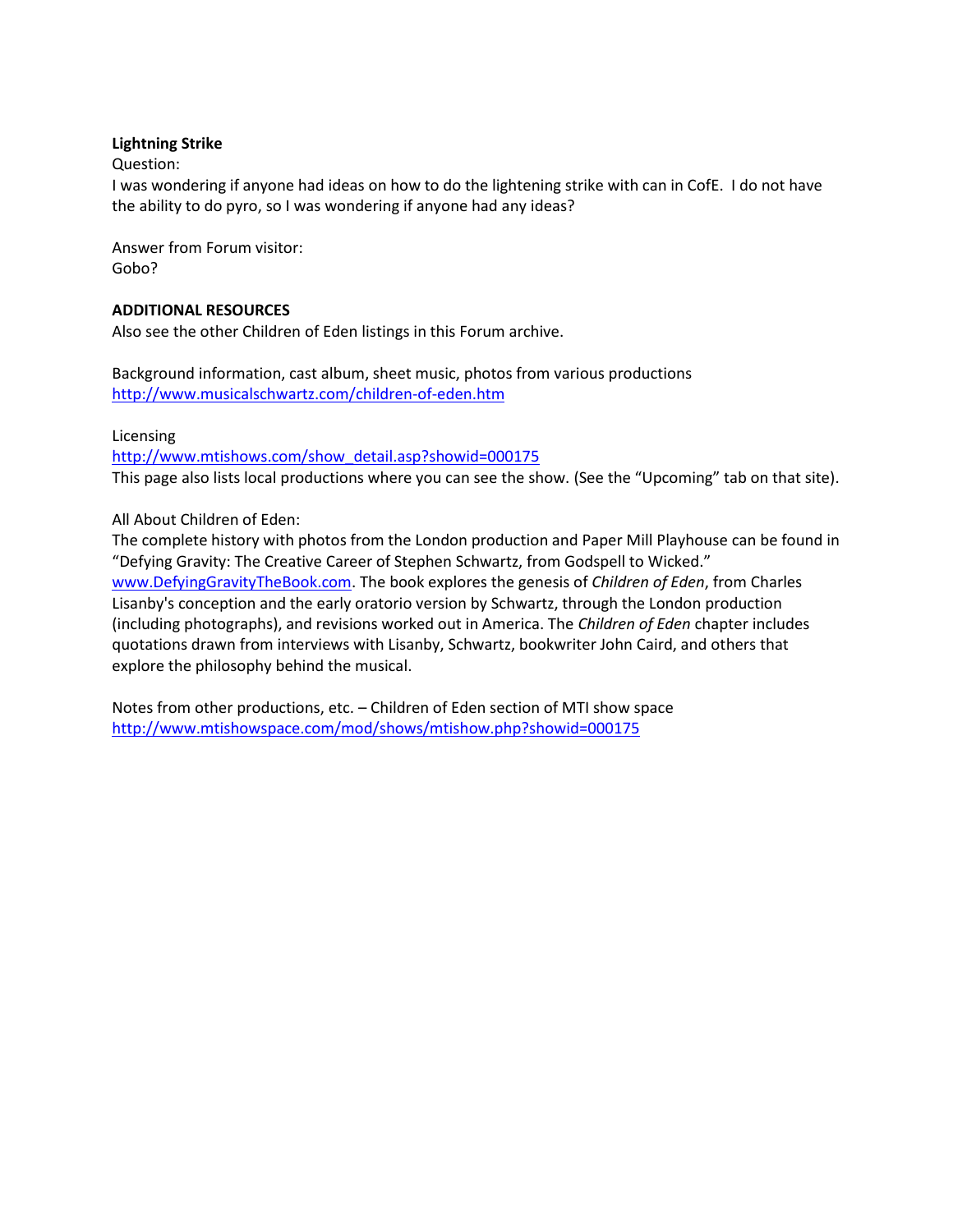**Lightning Strike**

Question:

I was wondering if anyone had ideas on how to do the lightening strike with can in CofE. I do not have the ability to do pyro, so I was wondering if anyone had any ideas?

Answer from Forum visitor:

Gobo?

**ADDITIONAL RESOURCES**

Also see the other Children of Eden listings in this Forum archive.

Background information, cast album, sheet music, photos from various productions
http://www.musicalschwartz.com/children-of-eden.htm

Licensing
http://www.mtishows.com/show_detail.asp?showid=000175
This page also lists local productions where you can see the show. (See the "Upcoming" tab on that site).

All About Children of Eden:
The complete history with photos from the London production and Paper Mill Playhouse can be found in "Defying Gravity: The Creative Career of Stephen Schwartz, from Godspell to Wicked." www.DefyingGravityTheBook.com. The book explores the genesis of *Children of Eden*, from Charles Lisanby's conception and the early oratorio version by Schwartz, through the London production (including photographs), and revisions worked out in America. The *Children of Eden* chapter includes quotations drawn from interviews with Lisanby, Schwartz, bookwriter John Caird, and others that explore the philosophy behind the musical.

Notes from other productions, etc. – Children of Eden section of MTI show space
http://www.mtishowspace.com/mod/shows/mtishow.php?showid=000175